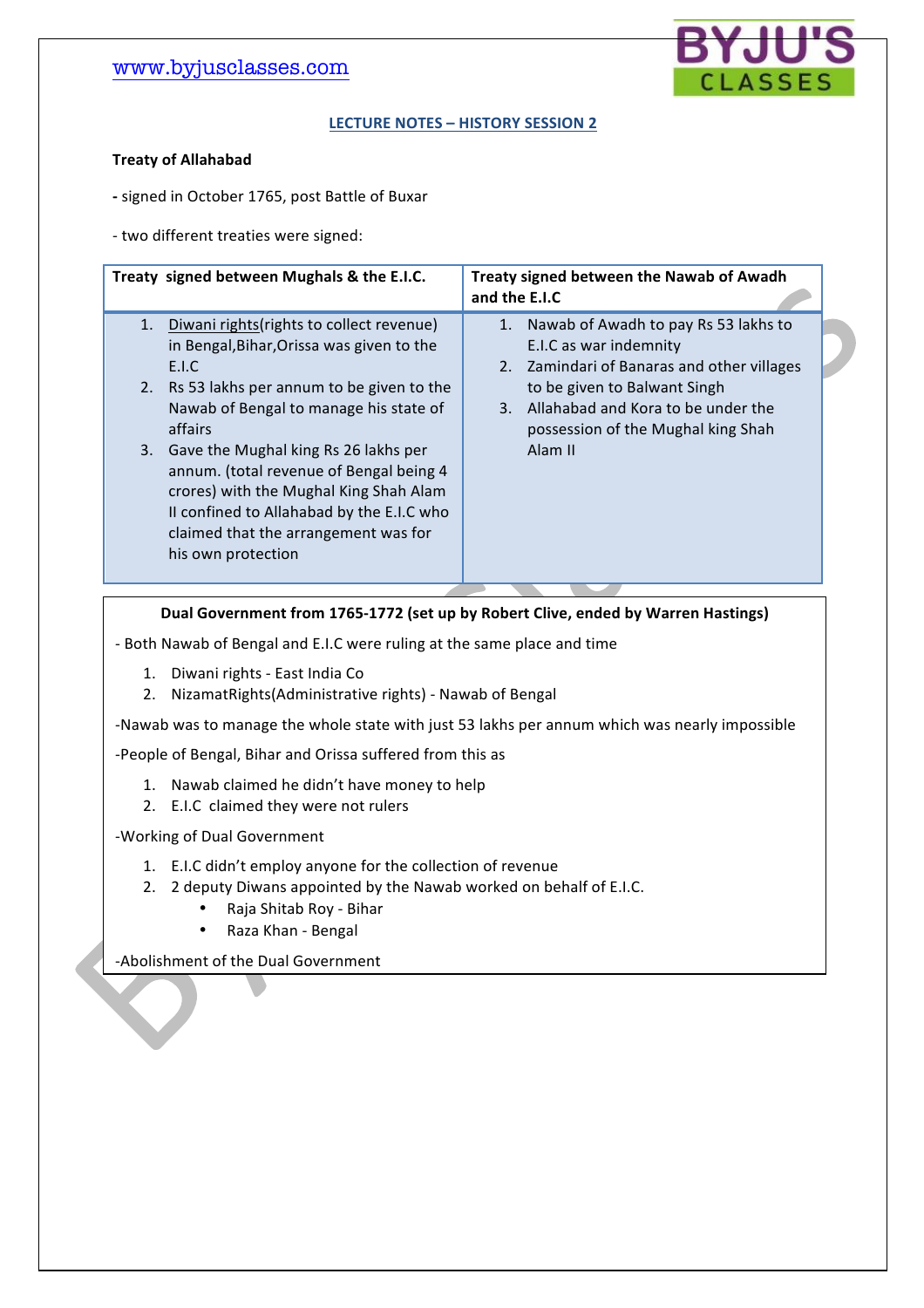## LECTURE NOTES – HISTORY SESSION 2

**Treaty of Allahabad**

- signed in October 1765, post Battle of Buxar

- two different treaties were signed:

| Treaty signed between Mughals & the E.I.C. | Treaty signed between the Nawab of Awadh and the E.I.C |
|---|---|
| 1. Diwani rights(rights to collect revenue) in Bengal,Bihar,Orissa was given to the E.I.C<br>2. Rs 53 lakhs per annum to be given to the Nawab of Bengal to manage his state of affairs<br>3. Gave the Mughal king Rs 26 lakhs per annum. (total revenue of Bengal being 4 crores) with the Mughal King Shah Alam II confined to Allahabad by the E.I.C who claimed that the arrangement was for his own protection | 1. Nawab of Awadh to pay Rs 53 lakhs to E.I.C as war indemnity<br>2. Zamindari of Banaras and other villages to be given to Balwant Singh<br>3. Allahabad and Kora to be under the possession of the Mughal king Shah Alam II |

**Dual Government from 1765-1772 (set up by Robert Clive, ended by Warren Hastings)**

- Both Nawab of Bengal and E.I.C were ruling at the same place and time

1. Diwani rights - East India Co
2. NizamatRights(Administrative rights) - Nawab of Bengal

-Nawab was to manage the whole state with just 53 lakhs per annum which was nearly impossible

-People of Bengal, Bihar and Orissa suffered from this as

1. Nawab claimed he didn't have money to help
2. E.I.C claimed they were not rulers

-Working of Dual Government

1. E.I.C didn't employ anyone for the collection of revenue
2. 2 deputy Diwans appointed by the Nawab worked on behalf of E.I.C.
   - Raja Shitab Roy - Bihar
   - Raza Khan - Bengal

-Abolishment of the Dual Government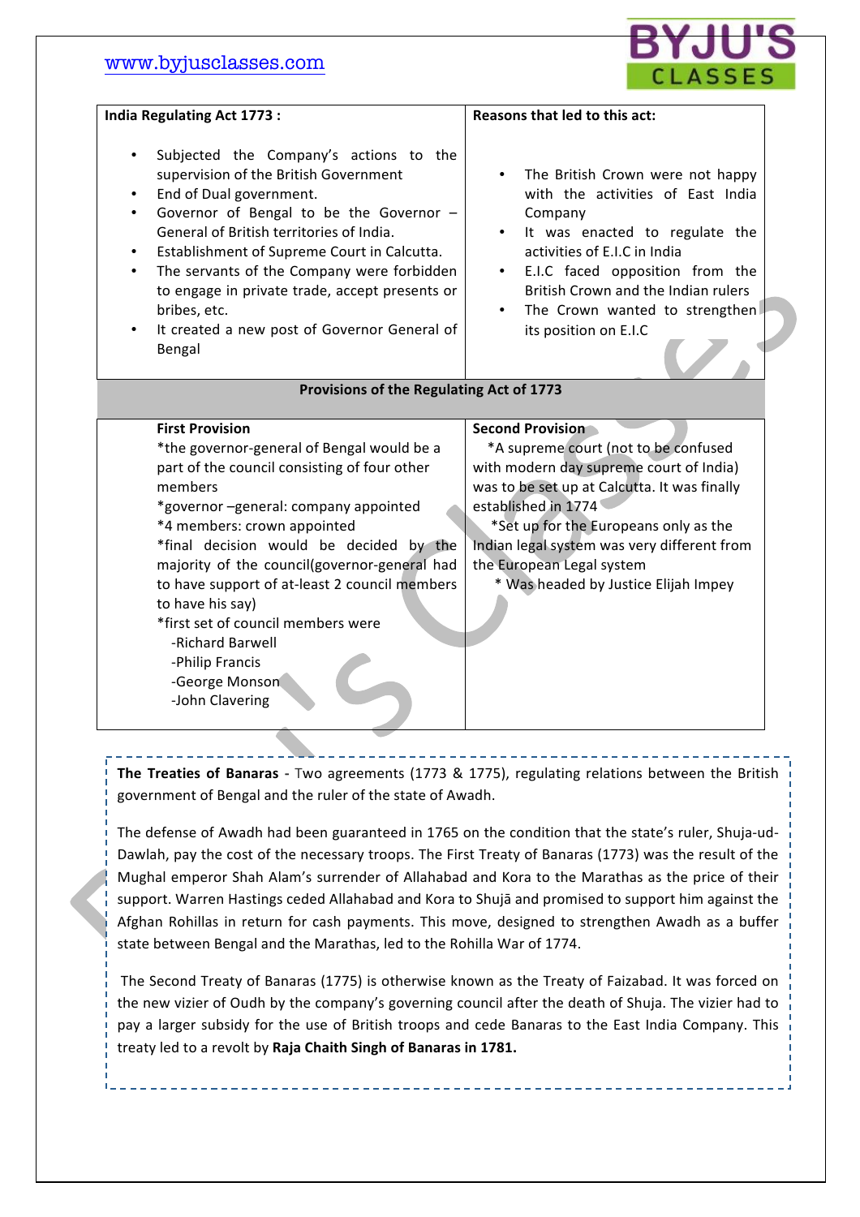| India Regulating Act 1773 : | Reasons that led to this act: |
|---|---|
| • Subjected the Company's actions to the supervision of the British Government<br>• End of Dual government.<br>• Governor of Bengal to be the Governor – General of British territories of India.<br>• Establishment of Supreme Court in Calcutta.<br>• The servants of the Company were forbidden to engage in private trade, accept presents or bribes, etc.<br>• It created a new post of Governor General of Bengal | • The British Crown were not happy with the activities of East India Company<br>• It was enacted to regulate the activities of E.I.C in India<br>• E.I.C faced opposition from the British Crown and the Indian rulers<br>• The Crown wanted to strengthen its position on E.I.C |

**Provisions of the Regulating Act of 1773**

| First Provision | Second Provision |
|---|---|
| *the governor-general of Bengal would be a part of the council consisting of four other members<br>*governor –general: company appointed<br>*4 members: crown appointed<br>*final decision would be decided by the majority of the council(governor-general had to have support of at-least 2 council members to have his say)<br>*first set of council members were<br>-Richard Barwell<br>-Philip Francis<br>-George Monson<br>-John Clavering | *A supreme court (not to be confused with modern day supreme court of India) was to be set up at Calcutta. It was finally established in 1774<br>*Set up for the Europeans only as the Indian legal system was very different from the European Legal system<br>* Was headed by Justice Elijah Impey |

**The Treaties of Banaras** - Two agreements (1773 & 1775), regulating relations between the British government of Bengal and the ruler of the state of Awadh.

The defense of Awadh had been guaranteed in 1765 on the condition that the state's ruler, Shuja-ud-Dawlah, pay the cost of the necessary troops. The First Treaty of Banaras (1773) was the result of the Mughal emperor Shah Alam's surrender of Allahabad and Kora to the Marathas as the price of their support. Warren Hastings ceded Allahabad and Kora to Shujā and promised to support him against the Afghan Rohillas in return for cash payments. This move, designed to strengthen Awadh as a buffer state between Bengal and the Marathas, led to the Rohilla War of 1774.

The Second Treaty of Banaras (1775) is otherwise known as the Treaty of Faizabad. It was forced on the new vizier of Oudh by the company's governing council after the death of Shuja. The vizier had to pay a larger subsidy for the use of British troops and cede Banaras to the East India Company. This treaty led to a revolt by **Raja Chaith Singh of Banaras in 1781.**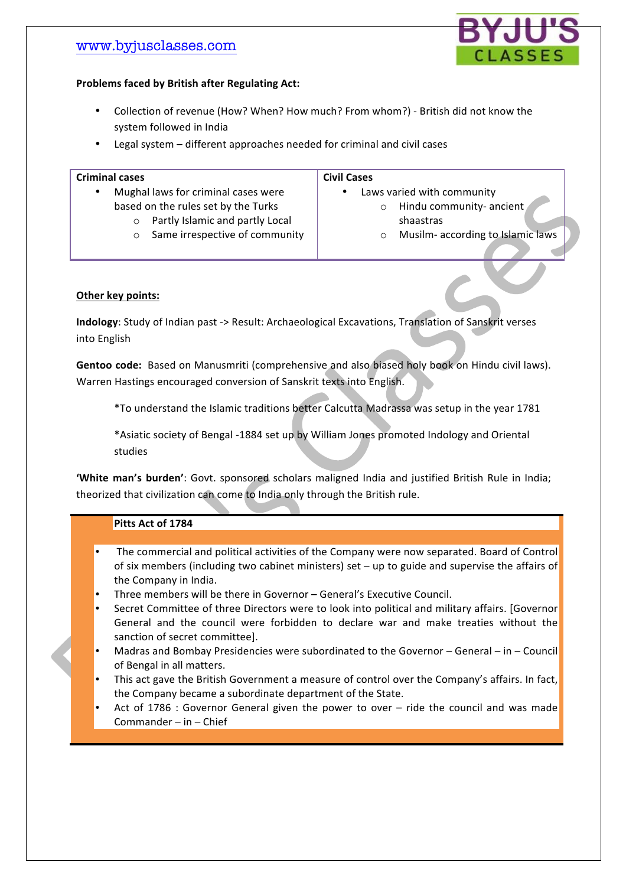**Problems faced by British after Regulating Act:**

- Collection of revenue (How? When? How much? From whom?) - British did not know the system followed in India
- Legal system – different approaches needed for criminal and civil cases

| Criminal cases | Civil Cases |
|---|---|
| • Mughal laws for criminal cases were based on the rules set by the Turks<br>  ○ Partly Islamic and partly Local<br>  ○ Same irrespective of community | • Laws varied with community<br>  ○ Hindu community- ancient shaastras<br>  ○ Musilm- according to Islamic laws |

**Other key points:**

**Indology**: Study of Indian past -> Result: Archaeological Excavations, Translation of Sanskrit verses into English

**Gentoo code:** Based on Manusmriti (comprehensive and also biased holy book on Hindu civil laws). Warren Hastings encouraged conversion of Sanskrit texts into English.

*To understand the Islamic traditions better Calcutta Madrassa was setup in the year 1781

*Asiatic society of Bengal -1884 set up by William Jones promoted Indology and Oriental studies

**'White man's burden'**: Govt. sponsored scholars maligned India and justified British Rule in India; theorized that civilization can come to India only through the British rule.

**Pitts Act of 1784**

- The commercial and political activities of the Company were now separated. Board of Control of six members (including two cabinet ministers) set – up to guide and supervise the affairs of the Company in India.
- Three members will be there in Governor – General's Executive Council.
- Secret Committee of three Directors were to look into political and military affairs. [Governor General and the council were forbidden to declare war and make treaties without the sanction of secret committee].
- Madras and Bombay Presidencies were subordinated to the Governor – General – in – Council of Bengal in all matters.
- This act gave the British Government a measure of control over the Company's affairs. In fact, the Company became a subordinate department of the State.
- Act of 1786 : Governor General given the power to over – ride the council and was made Commander – in – Chief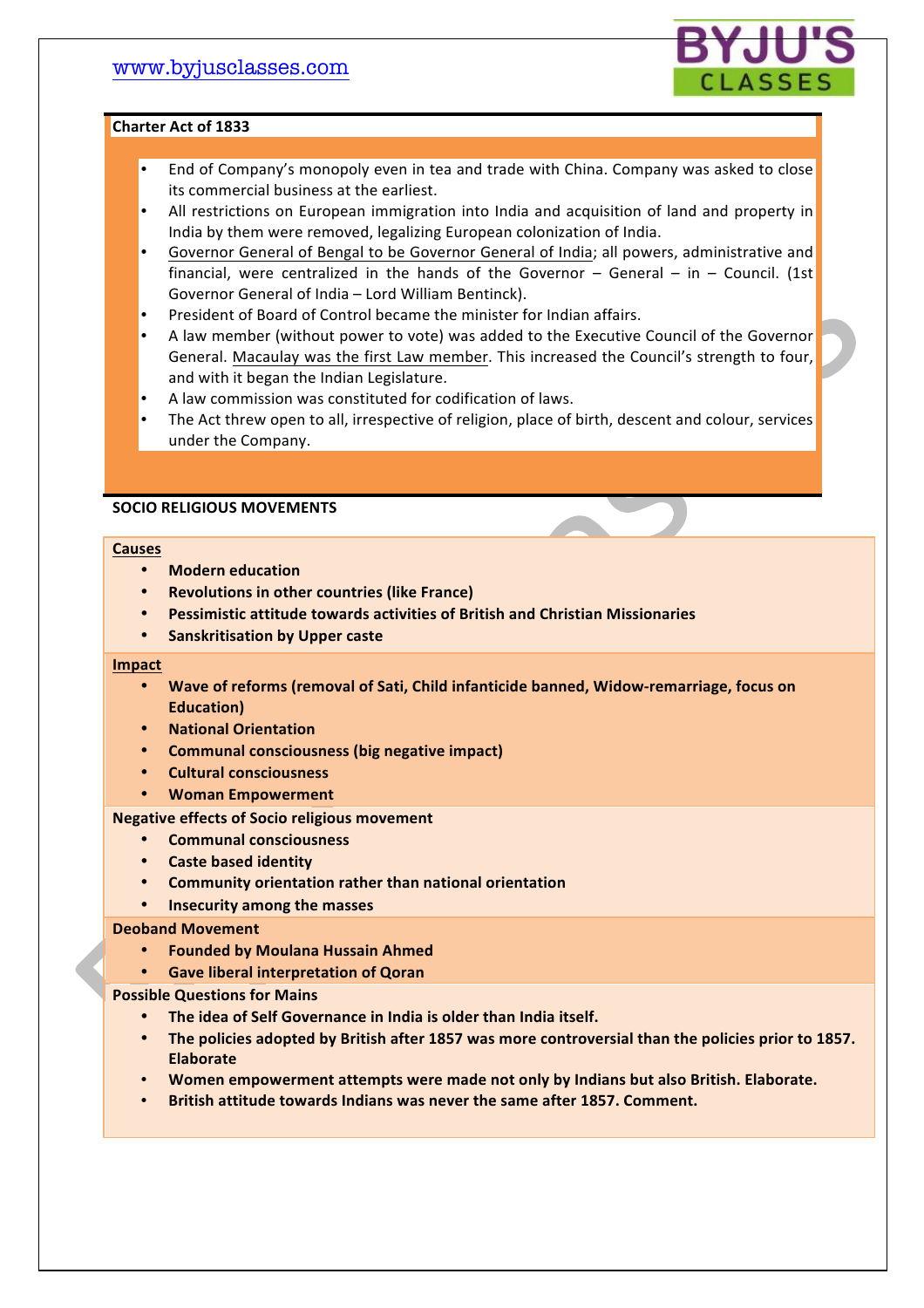## Charter Act of 1833

- End of Company's monopoly even in tea and trade with China. Company was asked to close its commercial business at the earliest.
- All restrictions on European immigration into India and acquisition of land and property in India by them were removed, legalizing European colonization of India.
- Governor General of Bengal to be Governor General of India; all powers, administrative and financial, were centralized in the hands of the Governor – General – in – Council. (1st Governor General of India – Lord William Bentinck).
- President of Board of Control became the minister for Indian affairs.
- A law member (without power to vote) was added to the Executive Council of the Governor General. Macaulay was the first Law member. This increased the Council's strength to four, and with it began the Indian Legislature.
- A law commission was constituted for codification of laws.
- The Act threw open to all, irrespective of religion, place of birth, descent and colour, services under the Company.

## SOCIO RELIGIOUS MOVEMENTS

### Causes

- **Modern education**
- **Revolutions in other countries (like France)**
- **Pessimistic attitude towards activities of British and Christian Missionaries**
- **Sanskritisation by Upper caste**

### Impact

- **Wave of reforms (removal of Sati, Child infanticide banned, Widow-remarriage, focus on Education)**
- **National Orientation**
- **Communal consciousness (big negative impact)**
- **Cultural consciousness**
- **Woman Empowerment**

### Negative effects of Socio religious movement

- **Communal consciousness**
- **Caste based identity**
- **Community orientation rather than national orientation**
- **Insecurity among the masses**

### Deoband Movement

- **Founded by Moulana Hussain Ahmed**
- **Gave liberal interpretation of Qoran**

### Possible Questions for Mains

- **The idea of Self Governance in India is older than India itself.**
- **The policies adopted by British after 1857 was more controversial than the policies prior to 1857. Elaborate**
- **Women empowerment attempts were made not only by Indians but also British. Elaborate.**
- **British attitude towards Indians was never the same after 1857. Comment.**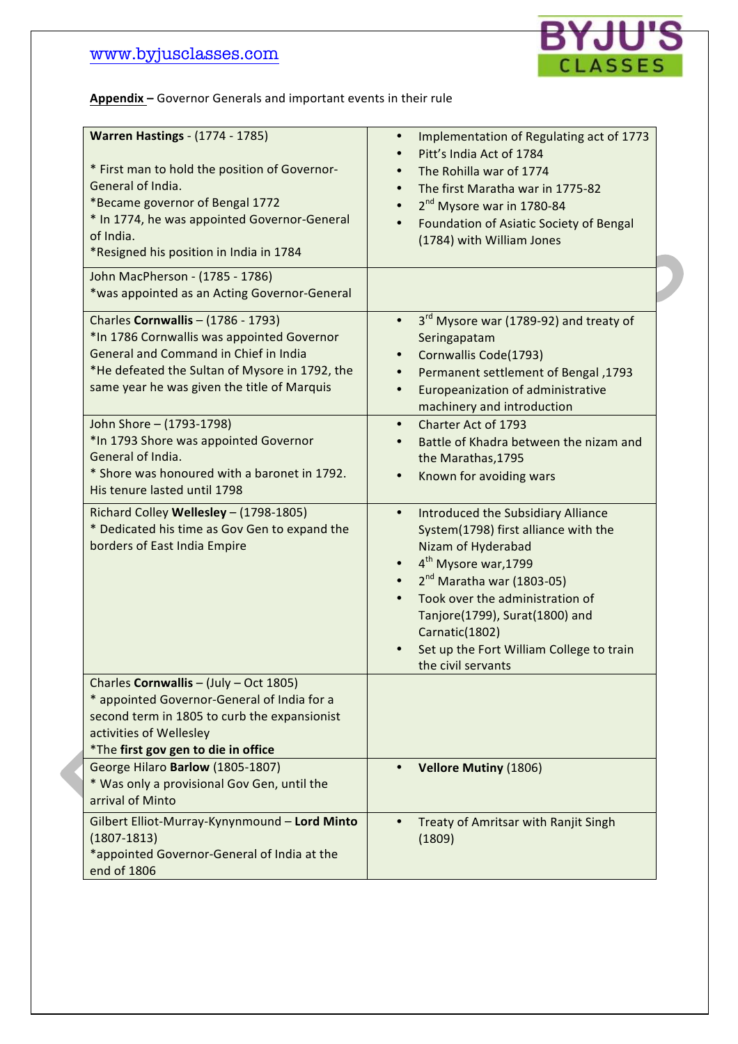**Appendix –** Governor Generals and important events in their rule

| | |
|---|---|
| **Warren Hastings** - (1774 - 1785)<br><br>* First man to hold the position of Governor-General of India.<br>*Became governor of Bengal 1772<br>* In 1774, he was appointed Governor-General of India.<br>*Resigned his position in India in 1784 | • Implementation of Regulating act of 1773<br>• Pitt's India Act of 1784<br>• The Rohilla war of 1774<br>• The first Maratha war in 1775-82<br>• 2nd Mysore war in 1780-84<br>• Foundation of Asiatic Society of Bengal (1784) with William Jones |
| John MacPherson - (1785 - 1786)<br>*was appointed as an Acting Governor-General | |
| Charles **Cornwallis** – (1786 - 1793)<br>*In 1786 Cornwallis was appointed Governor General and Command in Chief in India<br>*He defeated the Sultan of Mysore in 1792, the same year he was given the title of Marquis | • 3rd Mysore war (1789-92) and treaty of Seringapatam<br>• Cornwallis Code(1793)<br>• Permanent settlement of Bengal ,1793<br>• Europeanization of administrative machinery and introduction |
| John Shore – (1793-1798)<br>*In 1793 Shore was appointed Governor General of India.<br>* Shore was honoured with a baronet in 1792. His tenure lasted until 1798 | • Charter Act of 1793<br>• Battle of Khadra between the nizam and the Marathas,1795<br>• Known for avoiding wars |
| Richard Colley **Wellesley** – (1798-1805)<br>* Dedicated his time as Gov Gen to expand the borders of East India Empire | • Introduced the Subsidiary Alliance System(1798) first alliance with the Nizam of Hyderabad<br>• 4th Mysore war,1799<br>• 2nd Maratha war (1803-05)<br>• Took over the administration of Tanjore(1799), Surat(1800) and Carnatic(1802)<br>• Set up the Fort William College to train the civil servants |
| Charles **Cornwallis** – (July – Oct 1805)<br>* appointed Governor-General of India for a second term in 1805 to curb the expansionist activities of Wellesley<br>*The **first gov gen to die in office** | |
| George Hilaro **Barlow** (1805-1807)<br>* Was only a provisional Gov Gen, until the arrival of Minto | • **Vellore Mutiny** (1806) |
| Gilbert Elliot-Murray-Kynynmound – **Lord Minto** (1807-1813)<br>*appointed Governor-General of India at the end of 1806 | • Treaty of Amritsar with Ranjit Singh (1809) |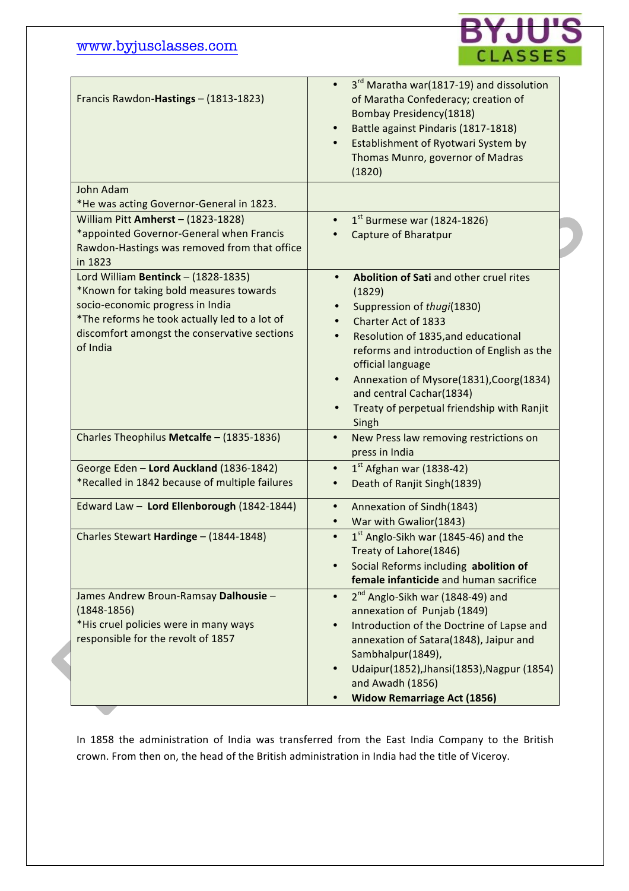| | |
|---|---|
| Francis Rawdon-**Hastings** – (1813-1823) | • 3rd Maratha war(1817-19) and dissolution of Maratha Confederacy; creation of Bombay Presidency(1818)<br>• Battle against Pindaris (1817-1818)<br>• Establishment of Ryotwari System by Thomas Munro, governor of Madras (1820) |
| John Adam<br>*He was acting Governor-General in 1823. | |
| William Pitt **Amherst** – (1823-1828)<br>*appointed Governor-General when Francis Rawdon-Hastings was removed from that office in 1823 | • 1st Burmese war (1824-1826)<br>• Capture of Bharatpur |
| Lord William **Bentinck** – (1828-1835)<br>*Known for taking bold measures towards socio-economic progress in India<br>*The reforms he took actually led to a lot of discomfort amongst the conservative sections of India | • **Abolition of Sati** and other cruel rites (1829)<br>• Suppression of *thugi*(1830)<br>• Charter Act of 1833<br>• Resolution of 1835,and educational reforms and introduction of English as the official language<br>• Annexation of Mysore(1831),Coorg(1834) and central Cachar(1834)<br>• Treaty of perpetual friendship with Ranjit Singh |
| Charles Theophilus **Metcalfe** – (1835-1836) | • New Press law removing restrictions on press in India |
| George Eden – **Lord Auckland** (1836-1842)<br>*Recalled in 1842 because of multiple failures | • 1st Afghan war (1838-42)<br>• Death of Ranjit Singh(1839) |
| Edward Law – **Lord Ellenborough** (1842-1844) | • Annexation of Sindh(1843)<br>• War with Gwalior(1843) |
| Charles Stewart **Hardinge** – (1844-1848) | • 1st Anglo-Sikh war (1845-46) and the Treaty of Lahore(1846)<br>• Social Reforms including **abolition of female infanticide** and human sacrifice |
| James Andrew Broun-Ramsay **Dalhousie** – (1848-1856)<br>*His cruel policies were in many ways responsible for the revolt of 1857 | • 2nd Anglo-Sikh war (1848-49) and annexation of Punjab (1849)<br>• Introduction of the Doctrine of Lapse and annexation of Satara(1848), Jaipur and Sambhalpur(1849),<br>• Udaipur(1852),Jhansi(1853),Nagpur (1854) and Awadh (1856)<br>• **Widow Remarriage Act (1856)** |

In 1858 the administration of India was transferred from the East India Company to the British crown. From then on, the head of the British administration in India had the title of Viceroy.